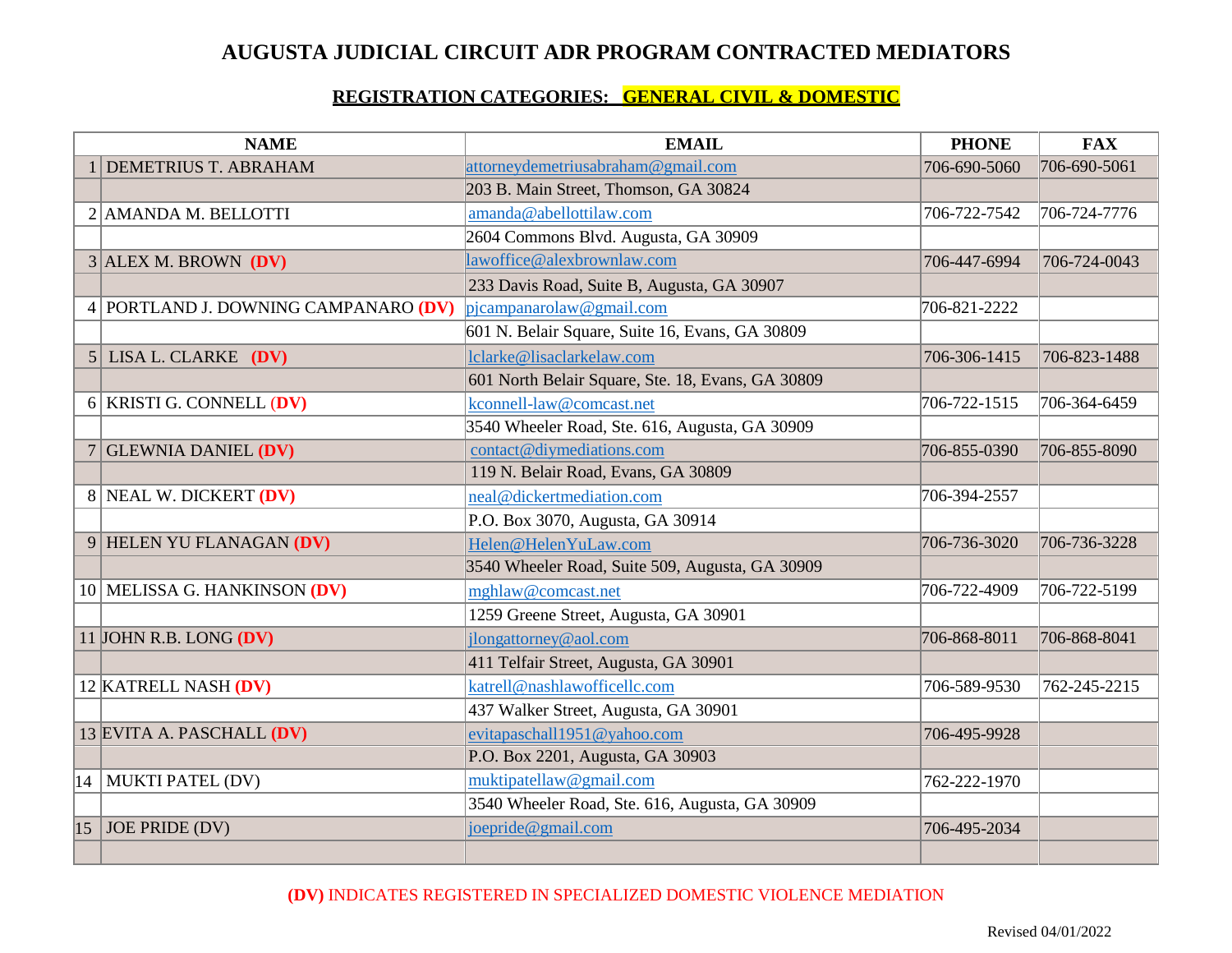# AUGUSTA JUDICIAL CIRCUIT ADR PROGRAM CONTRACTED MEDIATORS

## REGISTRATION CATEGORIES: GENERAL CIVIL & DOMESTIC

| | NAME | EMAIL | PHONE | FAX |
|---|---|---|---|---|
| 1 | DEMETRIUS T. ABRAHAM | attorneydemetriusabraham@gmail.com | 706-690-5060 | 706-690-5061 |
| | | 203 B. Main Street, Thomson, GA 30824 | | |
| 2 | AMANDA M. BELLOTTI | amanda@abellottilaw.com | 706-722-7542 | 706-724-7776 |
| | | 2604 Commons Blvd. Augusta, GA 30909 | | |
| 3 | ALEX M. BROWN **(DV)** | lawoffice@alexbrownlaw.com | 706-447-6994 | 706-724-0043 |
| | | 233 Davis Road, Suite B, Augusta, GA 30907 | | |
| 4 | PORTLAND J. DOWNING CAMPANARO **(DV)** | pjcampanarolaw@gmail.com | 706-821-2222 | |
| | | 601 N. Belair Square, Suite 16, Evans, GA 30809 | | |
| 5 | LISA L. CLARKE **(DV)** | lclarke@lisaclarkelaw.com | 706-306-1415 | 706-823-1488 |
| | | 601 North Belair Square, Ste. 18, Evans, GA 30809 | | |
| 6 | KRISTI G. CONNELL **(DV)** | kconnell-law@comcast.net | 706-722-1515 | 706-364-6459 |
| | | 3540 Wheeler Road, Ste. 616, Augusta, GA 30909 | | |
| 7 | GLEWNIA DANIEL **(DV)** | contact@diymediations.com | 706-855-0390 | 706-855-8090 |
| | | 119 N. Belair Road, Evans, GA 30809 | | |
| 8 | NEAL W. DICKERT **(DV)** | neal@dickertmediation.com | 706-394-2557 | |
| | | P.O. Box 3070, Augusta, GA 30914 | | |
| 9 | HELEN YU FLANAGAN **(DV)** | Helen@HelenYuLaw.com | 706-736-3020 | 706-736-3228 |
| | | 3540 Wheeler Road, Suite 509, Augusta, GA 30909 | | |
| 10 | MELISSA G. HANKINSON **(DV)** | mghlaw@comcast.net | 706-722-4909 | 706-722-5199 |
| | | 1259 Greene Street, Augusta, GA 30901 | | |
| 11 | JOHN R.B. LONG **(DV)** | jlongattorney@aol.com | 706-868-8011 | 706-868-8041 |
| | | 411 Telfair Street, Augusta, GA 30901 | | |
| 12 | KATRELL NASH **(DV)** | katrell@nashlawofficellc.com | 706-589-9530 | 762-245-2215 |
| | | 437 Walker Street, Augusta, GA 30901 | | |
| 13 | EVITA A. PASCHALL **(DV)** | evitapaschall1951@yahoo.com | 706-495-9928 | |
| | | P.O. Box 2201, Augusta, GA 30903 | | |
| 14 | MUKTI PATEL (DV) | muktipatellaw@gmail.com | 762-222-1970 | |
| | | 3540 Wheeler Road, Ste. 616, Augusta, GA 30909 | | |
| 15 | JOE PRIDE (DV) | joepride@gmail.com | 706-495-2034 | |
| | | | | |

**(DV)** INDICATES REGISTERED IN SPECIALIZED DOMESTIC VIOLENCE MEDIATION

Revised 04/01/2022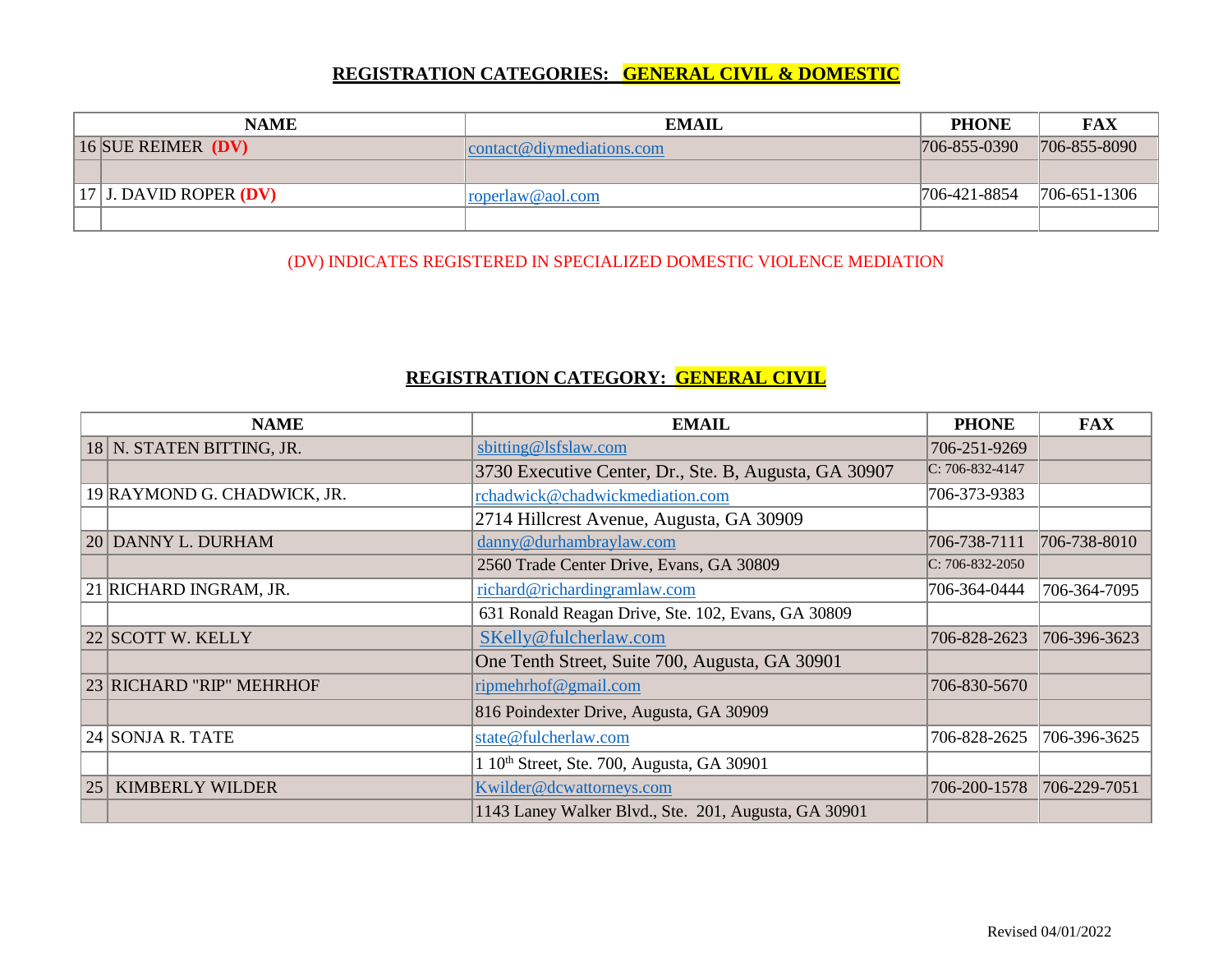## REGISTRATION CATEGORIES: GENERAL CIVIL & DOMESTIC

| | NAME | EMAIL | PHONE | FAX |
|---|---|---|---|---|
| 16 | SUE REIMER **(DV)** | contact@diymediations.com | 706-855-0390 | 706-855-8090 |
| | | | | |
| 17 | J. DAVID ROPER **(DV)** | roperlaw@aol.com | 706-421-8854 | 706-651-1306 |
| | | | | |

(DV) INDICATES REGISTERED IN SPECIALIZED DOMESTIC VIOLENCE MEDIATION

## REGISTRATION CATEGORY: GENERAL CIVIL

| | NAME | EMAIL | PHONE | FAX |
|---|---|---|---|---|
| 18 | N. STATEN BITTING, JR. | sbitting@lsfslaw.com | 706-251-9269 | |
| | | 3730 Executive Center, Dr., Ste. B, Augusta, GA 30907 | C: 706-832-4147 | |
| 19 | RAYMOND G. CHADWICK, JR. | rchadwick@chadwickmediation.com | 706-373-9383 | |
| | | 2714 Hillcrest Avenue, Augusta, GA 30909 | | |
| 20 | DANNY L. DURHAM | danny@durhambraylaw.com | 706-738-7111 | 706-738-8010 |
| | | 2560 Trade Center Drive, Evans, GA 30809 | C: 706-832-2050 | |
| 21 | RICHARD INGRAM, JR. | richard@richardingramlaw.com | 706-364-0444 | 706-364-7095 |
| | | 631 Ronald Reagan Drive, Ste. 102, Evans, GA 30809 | | |
| 22 | SCOTT W. KELLY | SKelly@fulcherlaw.com | 706-828-2623 | 706-396-3623 |
| | | One Tenth Street, Suite 700, Augusta, GA 30901 | | |
| 23 | RICHARD "RIP" MEHRHOF | ripmehrhof@gmail.com | 706-830-5670 | |
| | | 816 Poindexter Drive, Augusta, GA 30909 | | |
| 24 | SONJA R. TATE | state@fulcherlaw.com | 706-828-2625 | 706-396-3625 |
| | | 1 10th Street, Ste. 700, Augusta, GA 30901 | | |
| 25 | KIMBERLY WILDER | Kwilder@dcwattorneys.com | 706-200-1578 | 706-229-7051 |
| | | 1143 Laney Walker Blvd., Ste. 201, Augusta, GA 30901 | | |

Revised 04/01/2022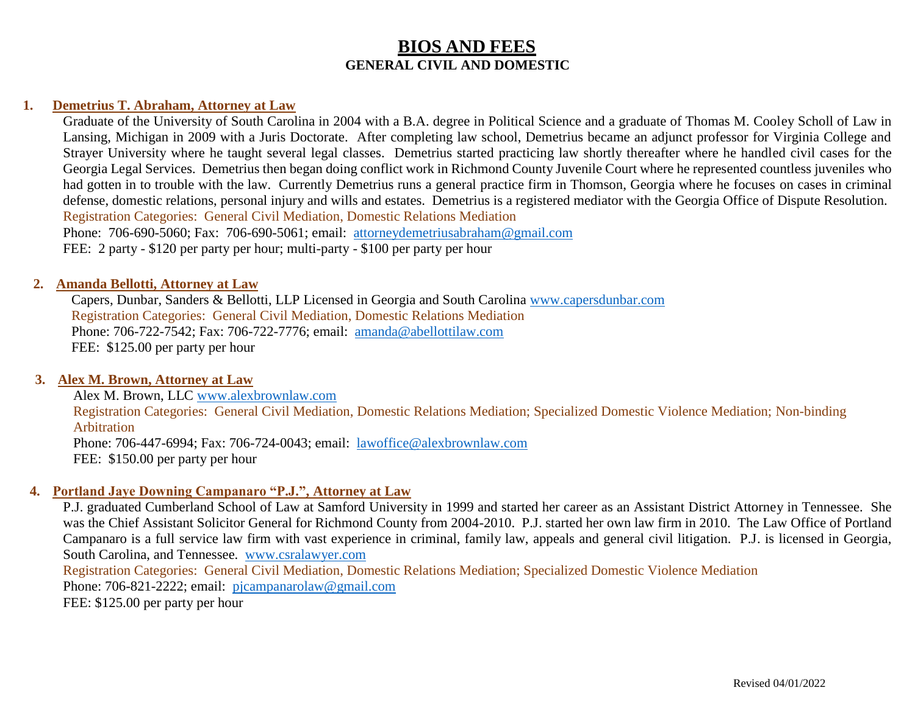# BIOS AND FEES

## GENERAL CIVIL AND DOMESTIC

### 1. Demetrius T. Abraham, Attorney at Law

Graduate of the University of South Carolina in 2004 with a B.A. degree in Political Science and a graduate of Thomas M. Cooley Scholl of Law in Lansing, Michigan in 2009 with a Juris Doctorate. After completing law school, Demetrius became an adjunct professor for Virginia College and Strayer University where he taught several legal classes. Demetrius started practicing law shortly thereafter where he handled civil cases for the Georgia Legal Services. Demetrius then began doing conflict work in Richmond County Juvenile Court where he represented countless juveniles who had gotten in to trouble with the law. Currently Demetrius runs a general practice firm in Thomson, Georgia where he focuses on cases in criminal defense, domestic relations, personal injury and wills and estates. Demetrius is a registered mediator with the Georgia Office of Dispute Resolution.

Registration Categories: General Civil Mediation, Domestic Relations Mediation

Phone: 706-690-5060; Fax: 706-690-5061; email: attorneydemetriusabraham@gmail.com

FEE: 2 party - $120 per party per hour; multi-party - $100 per party per hour

### 2. Amanda Bellotti, Attorney at Law

Capers, Dunbar, Sanders & Bellotti, LLP Licensed in Georgia and South Carolina www.capersdunbar.com

Registration Categories: General Civil Mediation, Domestic Relations Mediation

Phone: 706-722-7542; Fax: 706-722-7776; email: amanda@abellottilaw.com

FEE: $125.00 per party per hour

### 3. Alex M. Brown, Attorney at Law

Alex M. Brown, LLC www.alexbrownlaw.com

Registration Categories: General Civil Mediation, Domestic Relations Mediation; Specialized Domestic Violence Mediation; Non-binding Arbitration

Phone: 706-447-6994; Fax: 706-724-0043; email: lawoffice@alexbrownlaw.com

FEE: $150.00 per party per hour

### 4. Portland Jaye Downing Campanaro "P.J.", Attorney at Law

P.J. graduated Cumberland School of Law at Samford University in 1999 and started her career as an Assistant District Attorney in Tennessee. She was the Chief Assistant Solicitor General for Richmond County from 2004-2010. P.J. started her own law firm in 2010. The Law Office of Portland Campanaro is a full service law firm with vast experience in criminal, family law, appeals and general civil litigation. P.J. is licensed in Georgia, South Carolina, and Tennessee. www.csralawyer.com

Registration Categories: General Civil Mediation, Domestic Relations Mediation; Specialized Domestic Violence Mediation

Phone: 706-821-2222; email: pjcampanarolaw@gmail.com

FEE: $125.00 per party per hour

Revised 04/01/2022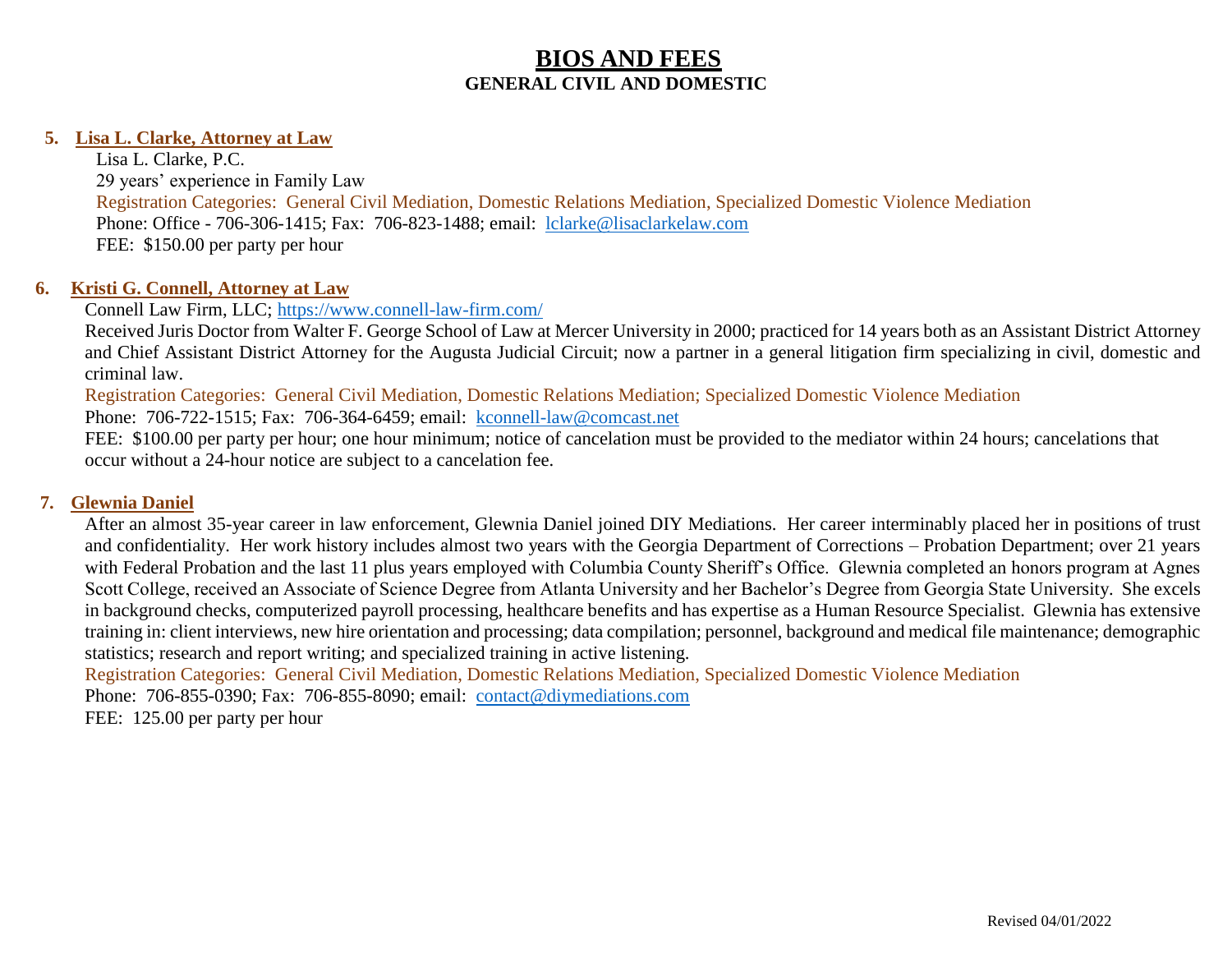# BIOS AND FEES

## GENERAL CIVIL AND DOMESTIC

5. **Lisa L. Clarke, Attorney at Law**

   Lisa L. Clarke, P.C.
   29 years' experience in Family Law
   Registration Categories: General Civil Mediation, Domestic Relations Mediation, Specialized Domestic Violence Mediation
   Phone: Office - 706-306-1415; Fax: 706-823-1488; email: lclarke@lisaclarkelaw.com
   FEE: $150.00 per party per hour

6. **Kristi G. Connell, Attorney at Law**

   Connell Law Firm, LLC; https://www.connell-law-firm.com/
   Received Juris Doctor from Walter F. George School of Law at Mercer University in 2000; practiced for 14 years both as an Assistant District Attorney and Chief Assistant District Attorney for the Augusta Judicial Circuit; now a partner in a general litigation firm specializing in civil, domestic and criminal law.
   Registration Categories: General Civil Mediation, Domestic Relations Mediation; Specialized Domestic Violence Mediation
   Phone: 706-722-1515; Fax: 706-364-6459; email: kconnell-law@comcast.net
   FEE: $100.00 per party per hour; one hour minimum; notice of cancelation must be provided to the mediator within 24 hours; cancelations that occur without a 24-hour notice are subject to a cancelation fee.

7. **Glewnia Daniel**

   After an almost 35-year career in law enforcement, Glewnia Daniel joined DIY Mediations. Her career interminably placed her in positions of trust and confidentiality. Her work history includes almost two years with the Georgia Department of Corrections – Probation Department; over 21 years with Federal Probation and the last 11 plus years employed with Columbia County Sheriff's Office. Glewnia completed an honors program at Agnes Scott College, received an Associate of Science Degree from Atlanta University and her Bachelor's Degree from Georgia State University. She excels in background checks, computerized payroll processing, healthcare benefits and has expertise as a Human Resource Specialist. Glewnia has extensive training in: client interviews, new hire orientation and processing; data compilation; personnel, background and medical file maintenance; demographic statistics; research and report writing; and specialized training in active listening.
   Registration Categories: General Civil Mediation, Domestic Relations Mediation, Specialized Domestic Violence Mediation
   Phone: 706-855-0390; Fax: 706-855-8090; email: contact@diymediations.com
   FEE: 125.00 per party per hour

Revised 04/01/2022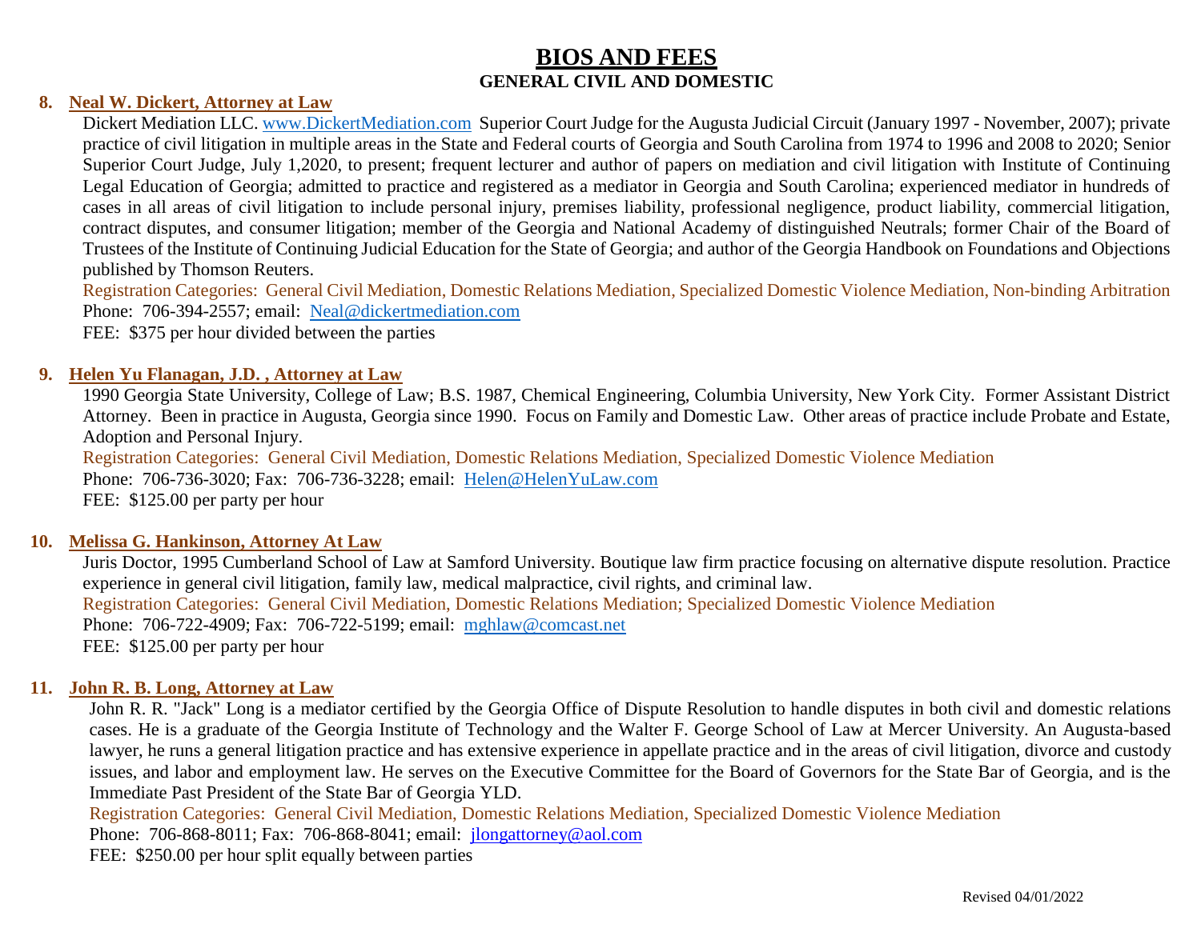# BIOS AND FEES

## GENERAL CIVIL AND DOMESTIC

8. **Neal W. Dickert, Attorney at Law**

   Dickert Mediation LLC. www.DickertMediation.com Superior Court Judge for the Augusta Judicial Circuit (January 1997 - November, 2007); private practice of civil litigation in multiple areas in the State and Federal courts of Georgia and South Carolina from 1974 to 1996 and 2008 to 2020; Senior Superior Court Judge, July 1,2020, to present; frequent lecturer and author of papers on mediation and civil litigation with Institute of Continuing Legal Education of Georgia; admitted to practice and registered as a mediator in Georgia and South Carolina; experienced mediator in hundreds of cases in all areas of civil litigation to include personal injury, premises liability, professional negligence, product liability, commercial litigation, contract disputes, and consumer litigation; member of the Georgia and National Academy of distinguished Neutrals; former Chair of the Board of Trustees of the Institute of Continuing Judicial Education for the State of Georgia; and author of the Georgia Handbook on Foundations and Objections published by Thomson Reuters.

   Registration Categories: General Civil Mediation, Domestic Relations Mediation, Specialized Domestic Violence Mediation, Non-binding Arbitration

   Phone: 706-394-2557; email: Neal@dickertmediation.com

   FEE: $375 per hour divided between the parties

9. **Helen Yu Flanagan, J.D. , Attorney at Law**

   1990 Georgia State University, College of Law; B.S. 1987, Chemical Engineering, Columbia University, New York City. Former Assistant District Attorney. Been in practice in Augusta, Georgia since 1990. Focus on Family and Domestic Law. Other areas of practice include Probate and Estate, Adoption and Personal Injury.

   Registration Categories: General Civil Mediation, Domestic Relations Mediation, Specialized Domestic Violence Mediation

   Phone: 706-736-3020; Fax: 706-736-3228; email: Helen@HelenYuLaw.com

   FEE: $125.00 per party per hour

10. **Melissa G. Hankinson, Attorney At Law**

    Juris Doctor, 1995 Cumberland School of Law at Samford University. Boutique law firm practice focusing on alternative dispute resolution. Practice experience in general civil litigation, family law, medical malpractice, civil rights, and criminal law.

    Registration Categories: General Civil Mediation, Domestic Relations Mediation; Specialized Domestic Violence Mediation

    Phone: 706-722-4909; Fax: 706-722-5199; email: mghlaw@comcast.net

    FEE: $125.00 per party per hour

11. **John R. B. Long, Attorney at Law**

    John R. R. "Jack" Long is a mediator certified by the Georgia Office of Dispute Resolution to handle disputes in both civil and domestic relations cases. He is a graduate of the Georgia Institute of Technology and the Walter F. George School of Law at Mercer University. An Augusta-based lawyer, he runs a general litigation practice and has extensive experience in appellate practice and in the areas of civil litigation, divorce and custody issues, and labor and employment law. He serves on the Executive Committee for the Board of Governors for the State Bar of Georgia, and is the Immediate Past President of the State Bar of Georgia YLD.

    Registration Categories: General Civil Mediation, Domestic Relations Mediation, Specialized Domestic Violence Mediation

    Phone: 706-868-8011; Fax: 706-868-8041; email: jlongattorney@aol.com

    FEE: $250.00 per hour split equally between parties

Revised 04/01/2022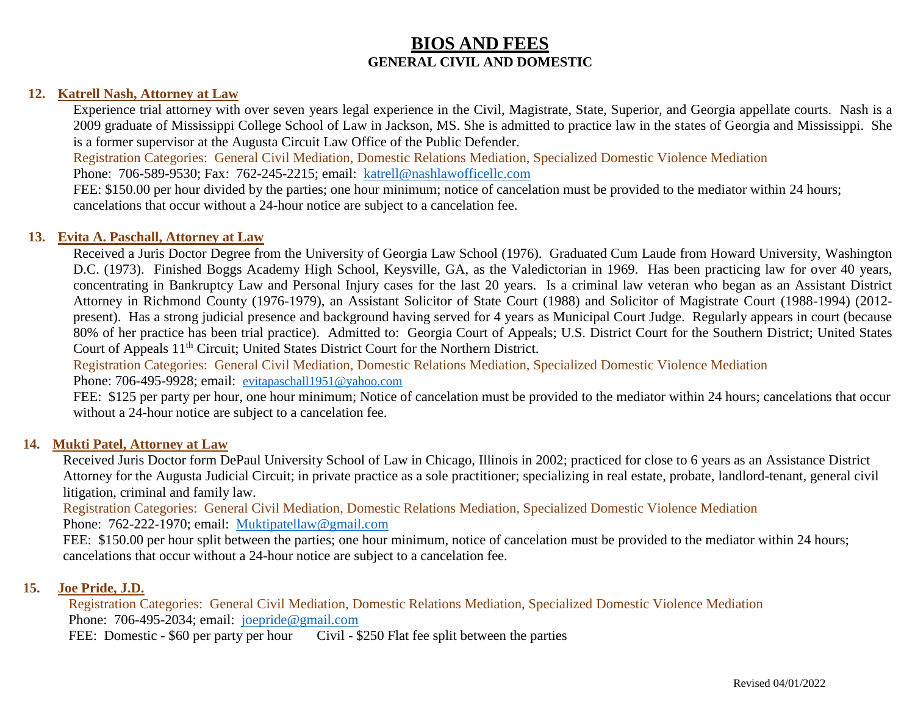# BIOS AND FEES

## GENERAL CIVIL AND DOMESTIC

### 12. Katrell Nash, Attorney at Law

Experience trial attorney with over seven years legal experience in the Civil, Magistrate, State, Superior, and Georgia appellate courts. Nash is a 2009 graduate of Mississippi College School of Law in Jackson, MS. She is admitted to practice law in the states of Georgia and Mississippi. She is a former supervisor at the Augusta Circuit Law Office of the Public Defender.

Registration Categories: General Civil Mediation, Domestic Relations Mediation, Specialized Domestic Violence Mediation

Phone: 706-589-9530; Fax: 762-245-2215; email: katrell@nashlawofficellc.com

FEE: $150.00 per hour divided by the parties; one hour minimum; notice of cancelation must be provided to the mediator within 24 hours; cancelations that occur without a 24-hour notice are subject to a cancelation fee.

### 13. Evita A. Paschall, Attorney at Law

Received a Juris Doctor Degree from the University of Georgia Law School (1976). Graduated Cum Laude from Howard University, Washington D.C. (1973). Finished Boggs Academy High School, Keysville, GA, as the Valedictorian in 1969. Has been practicing law for over 40 years, concentrating in Bankruptcy Law and Personal Injury cases for the last 20 years. Is a criminal law veteran who began as an Assistant District Attorney in Richmond County (1976-1979), an Assistant Solicitor of State Court (1988) and Solicitor of Magistrate Court (1988-1994) (2012-present). Has a strong judicial presence and background having served for 4 years as Municipal Court Judge. Regularly appears in court (because 80% of her practice has been trial practice). Admitted to: Georgia Court of Appeals; U.S. District Court for the Southern District; United States Court of Appeals 11th Circuit; United States District Court for the Northern District.

Registration Categories: General Civil Mediation, Domestic Relations Mediation, Specialized Domestic Violence Mediation

Phone: 706-495-9928; email: evitapaschall1951@yahoo.com

FEE: $125 per party per hour, one hour minimum; Notice of cancelation must be provided to the mediator within 24 hours; cancelations that occur without a 24-hour notice are subject to a cancelation fee.

### 14. Mukti Patel, Attorney at Law

Received Juris Doctor form DePaul University School of Law in Chicago, Illinois in 2002; practiced for close to 6 years as an Assistance District Attorney for the Augusta Judicial Circuit; in private practice as a sole practitioner; specializing in real estate, probate, landlord-tenant, general civil litigation, criminal and family law.

Registration Categories: General Civil Mediation, Domestic Relations Mediation, Specialized Domestic Violence Mediation

Phone: 762-222-1970; email: Muktipatellaw@gmail.com

FEE: $150.00 per hour split between the parties; one hour minimum, notice of cancelation must be provided to the mediator within 24 hours; cancelations that occur without a 24-hour notice are subject to a cancelation fee.

### 15. Joe Pride, J.D.

Registration Categories: General Civil Mediation, Domestic Relations Mediation, Specialized Domestic Violence Mediation

Phone: 706-495-2034; email: joepride@gmail.com

FEE: Domestic - $60 per party per hour    Civil - $250 Flat fee split between the parties

Revised 04/01/2022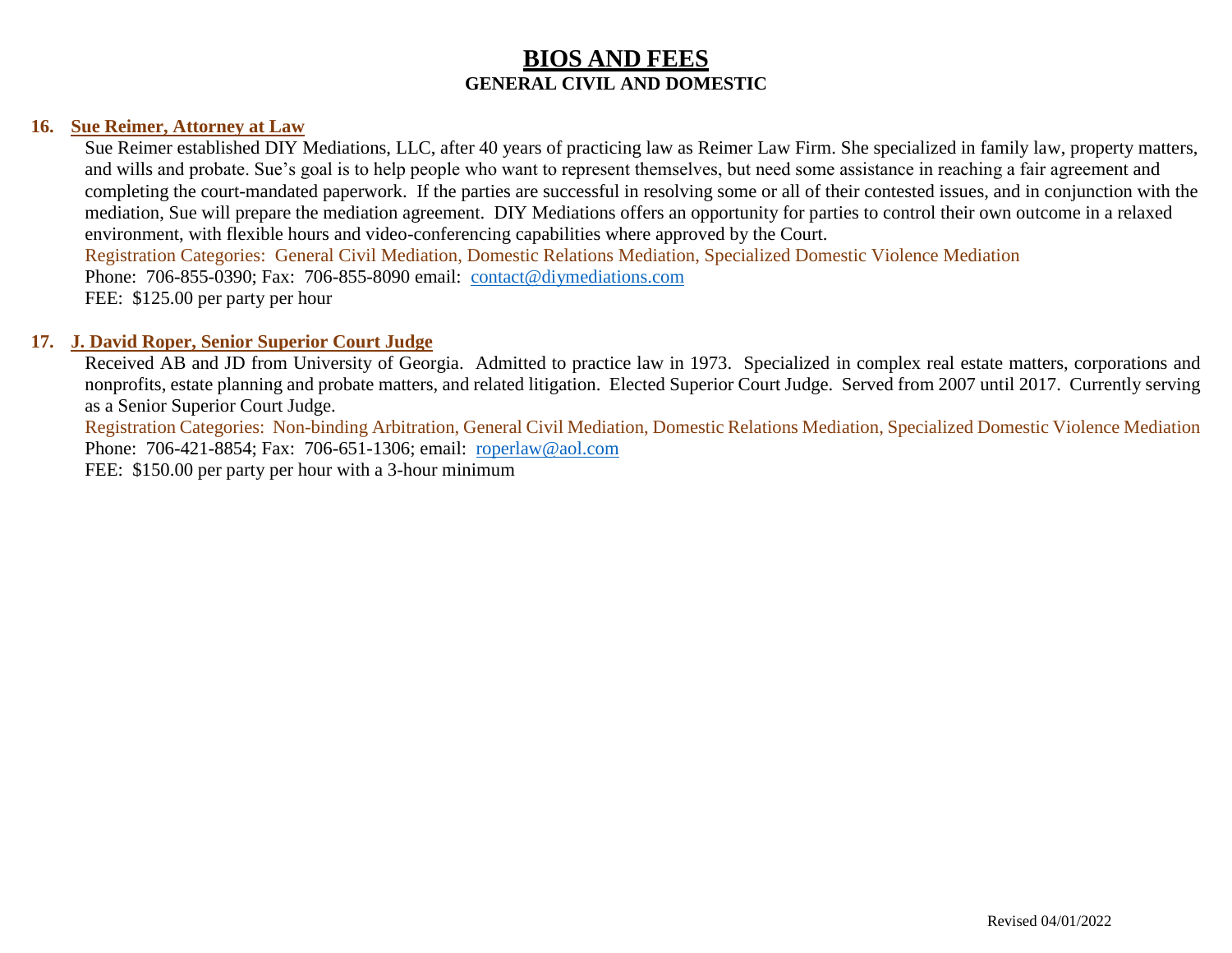# BIOS AND FEES

## GENERAL CIVIL AND DOMESTIC

### 16. Sue Reimer, Attorney at Law

Sue Reimer established DIY Mediations, LLC, after 40 years of practicing law as Reimer Law Firm. She specialized in family law, property matters, and wills and probate. Sue's goal is to help people who want to represent themselves, but need some assistance in reaching a fair agreement and completing the court-mandated paperwork. If the parties are successful in resolving some or all of their contested issues, and in conjunction with the mediation, Sue will prepare the mediation agreement. DIY Mediations offers an opportunity for parties to control their own outcome in a relaxed environment, with flexible hours and video-conferencing capabilities where approved by the Court.

Registration Categories: General Civil Mediation, Domestic Relations Mediation, Specialized Domestic Violence Mediation

Phone: 706-855-0390; Fax: 706-855-8090 email: contact@diymediations.com

FEE: $125.00 per party per hour

### 17. J. David Roper, Senior Superior Court Judge

Received AB and JD from University of Georgia. Admitted to practice law in 1973. Specialized in complex real estate matters, corporations and nonprofits, estate planning and probate matters, and related litigation. Elected Superior Court Judge. Served from 2007 until 2017. Currently serving as a Senior Superior Court Judge.

Registration Categories: Non-binding Arbitration, General Civil Mediation, Domestic Relations Mediation, Specialized Domestic Violence Mediation

Phone: 706-421-8854; Fax: 706-651-1306; email: roperlaw@aol.com

FEE: $150.00 per party per hour with a 3-hour minimum

Revised 04/01/2022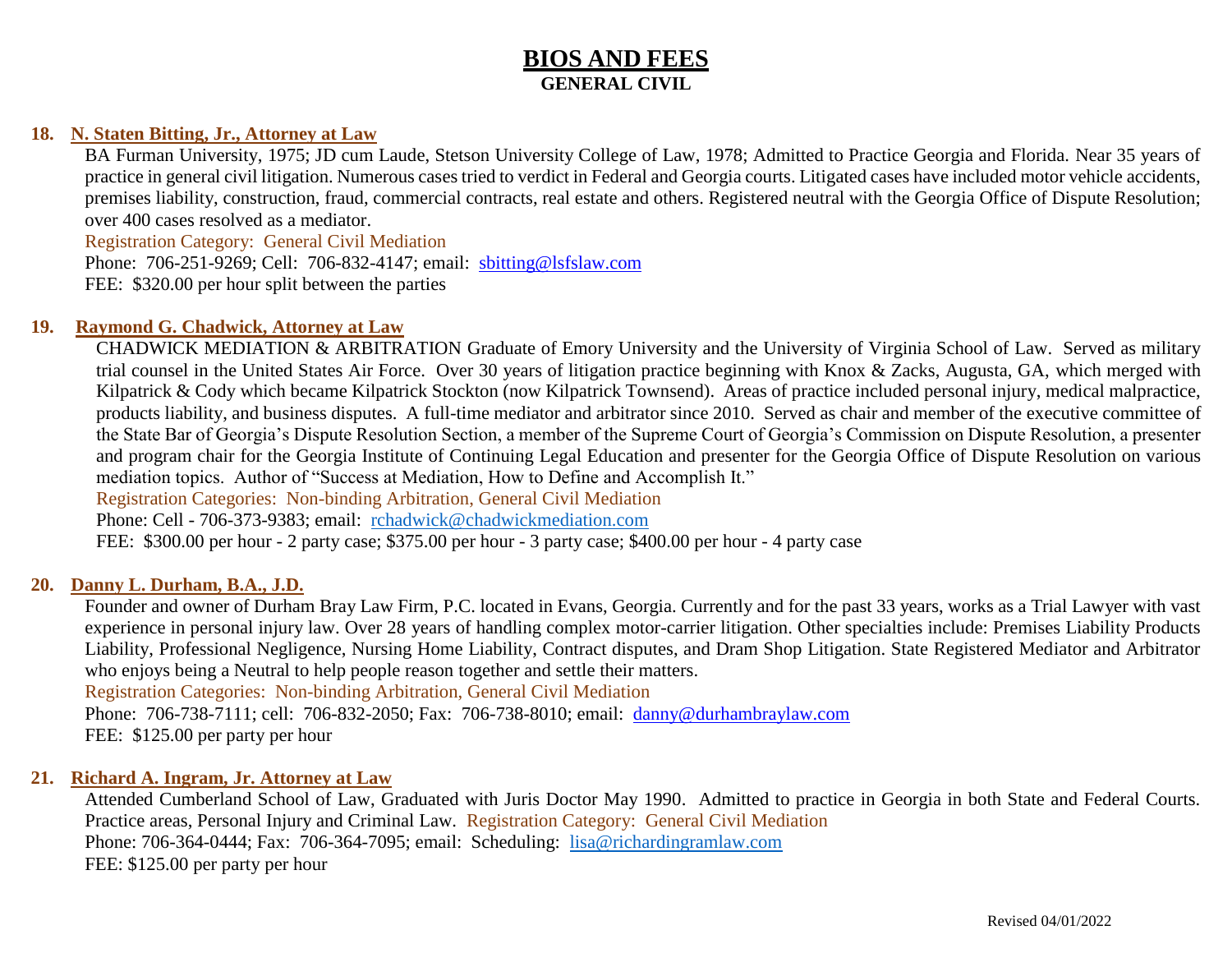# BIOS AND FEES

**GENERAL CIVIL**

**18. N. Staten Bitting, Jr., Attorney at Law**

BA Furman University, 1975; JD cum Laude, Stetson University College of Law, 1978; Admitted to Practice Georgia and Florida. Near 35 years of practice in general civil litigation. Numerous cases tried to verdict in Federal and Georgia courts. Litigated cases have included motor vehicle accidents, premises liability, construction, fraud, commercial contracts, real estate and others. Registered neutral with the Georgia Office of Dispute Resolution; over 400 cases resolved as a mediator.

Registration Category: General Civil Mediation

Phone: 706-251-9269; Cell: 706-832-4147; email: sbitting@lsfslaw.com

FEE: $320.00 per hour split between the parties

**19. Raymond G. Chadwick, Attorney at Law**

CHADWICK MEDIATION & ARBITRATION Graduate of Emory University and the University of Virginia School of Law. Served as military trial counsel in the United States Air Force. Over 30 years of litigation practice beginning with Knox & Zacks, Augusta, GA, which merged with Kilpatrick & Cody which became Kilpatrick Stockton (now Kilpatrick Townsend). Areas of practice included personal injury, medical malpractice, products liability, and business disputes. A full-time mediator and arbitrator since 2010. Served as chair and member of the executive committee of the State Bar of Georgia's Dispute Resolution Section, a member of the Supreme Court of Georgia's Commission on Dispute Resolution, a presenter and program chair for the Georgia Institute of Continuing Legal Education and presenter for the Georgia Office of Dispute Resolution on various mediation topics. Author of "Success at Mediation, How to Define and Accomplish It."

Registration Categories: Non-binding Arbitration, General Civil Mediation

Phone: Cell - 706-373-9383; email: rchadwick@chadwickmediation.com

FEE: $300.00 per hour - 2 party case; $375.00 per hour - 3 party case; $400.00 per hour - 4 party case

**20. Danny L. Durham, B.A., J.D.**

Founder and owner of Durham Bray Law Firm, P.C. located in Evans, Georgia. Currently and for the past 33 years, works as a Trial Lawyer with vast experience in personal injury law. Over 28 years of handling complex motor-carrier litigation. Other specialties include: Premises Liability Products Liability, Professional Negligence, Nursing Home Liability, Contract disputes, and Dram Shop Litigation. State Registered Mediator and Arbitrator who enjoys being a Neutral to help people reason together and settle their matters.

Registration Categories: Non-binding Arbitration, General Civil Mediation

Phone: 706-738-7111; cell: 706-832-2050; Fax: 706-738-8010; email: danny@durhambraylaw.com

FEE: $125.00 per party per hour

**21. Richard A. Ingram, Jr. Attorney at Law**

Attended Cumberland School of Law, Graduated with Juris Doctor May 1990. Admitted to practice in Georgia in both State and Federal Courts. Practice areas, Personal Injury and Criminal Law. Registration Category: General Civil Mediation

Phone: 706-364-0444; Fax: 706-364-7095; email: Scheduling: lisa@richardingramlaw.com

FEE: $125.00 per party per hour

Revised 04/01/2022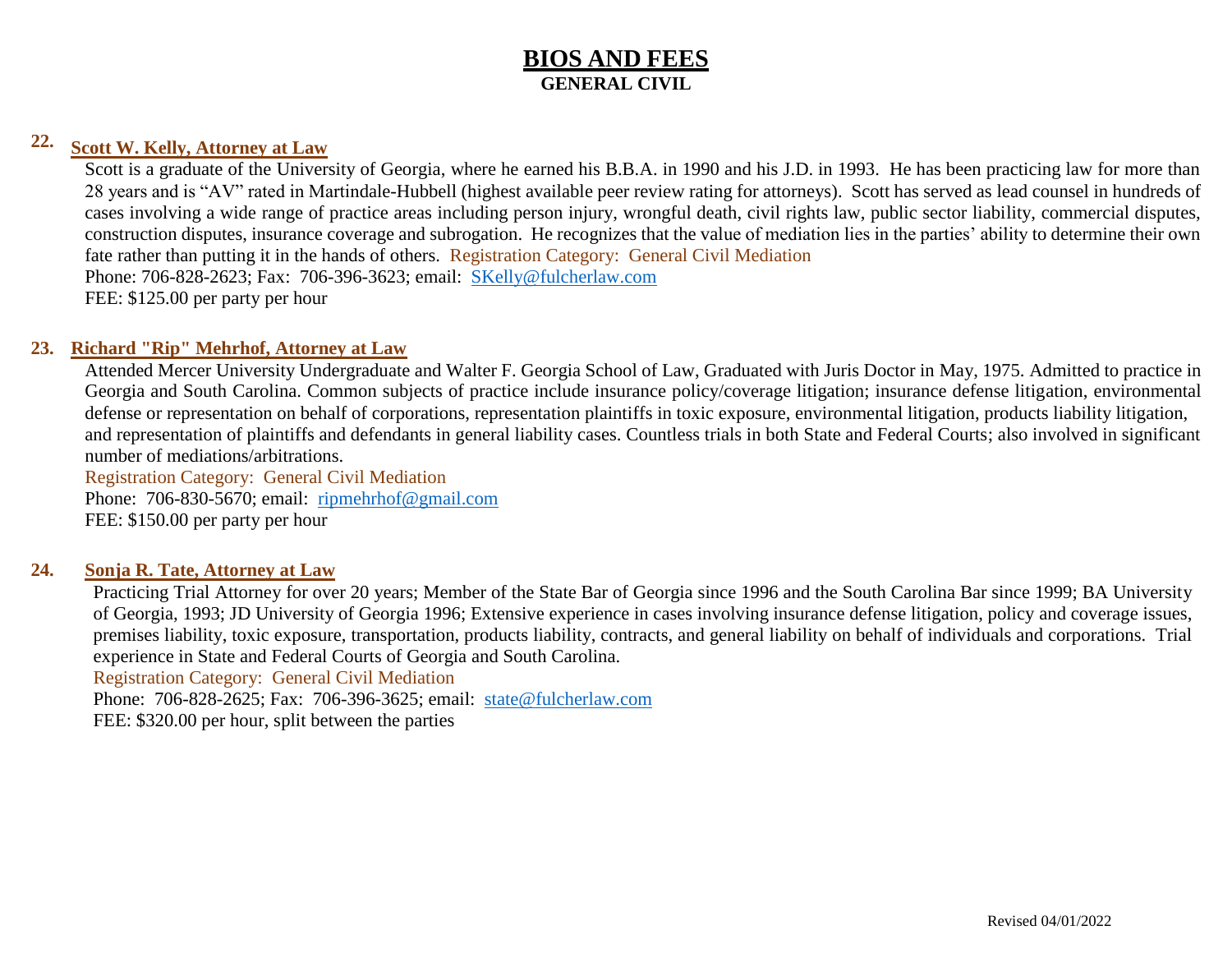# BIOS AND FEES
## GENERAL CIVIL

**22. Scott W. Kelly, Attorney at Law**

Scott is a graduate of the University of Georgia, where he earned his B.B.A. in 1990 and his J.D. in 1993. He has been practicing law for more than 28 years and is "AV" rated in Martindale-Hubbell (highest available peer review rating for attorneys). Scott has served as lead counsel in hundreds of cases involving a wide range of practice areas including person injury, wrongful death, civil rights law, public sector liability, commercial disputes, construction disputes, insurance coverage and subrogation. He recognizes that the value of mediation lies in the parties' ability to determine their own fate rather than putting it in the hands of others. Registration Category: General Civil Mediation

Phone: 706-828-2623; Fax: 706-396-3623; email: SKelly@fulcherlaw.com

FEE: $125.00 per party per hour

**23. Richard "Rip" Mehrhof, Attorney at Law**

Attended Mercer University Undergraduate and Walter F. Georgia School of Law, Graduated with Juris Doctor in May, 1975. Admitted to practice in Georgia and South Carolina. Common subjects of practice include insurance policy/coverage litigation; insurance defense litigation, environmental defense or representation on behalf of corporations, representation plaintiffs in toxic exposure, environmental litigation, products liability litigation, and representation of plaintiffs and defendants in general liability cases. Countless trials in both State and Federal Courts; also involved in significant number of mediations/arbitrations.

Registration Category: General Civil Mediation

Phone: 706-830-5670; email: ripmehrhof@gmail.com

FEE: $150.00 per party per hour

**24. Sonja R. Tate, Attorney at Law**

Practicing Trial Attorney for over 20 years; Member of the State Bar of Georgia since 1996 and the South Carolina Bar since 1999; BA University of Georgia, 1993; JD University of Georgia 1996; Extensive experience in cases involving insurance defense litigation, policy and coverage issues, premises liability, toxic exposure, transportation, products liability, contracts, and general liability on behalf of individuals and corporations. Trial experience in State and Federal Courts of Georgia and South Carolina.

Registration Category: General Civil Mediation

Phone: 706-828-2625; Fax: 706-396-3625; email: state@fulcherlaw.com

FEE: $320.00 per hour, split between the parties

Revised 04/01/2022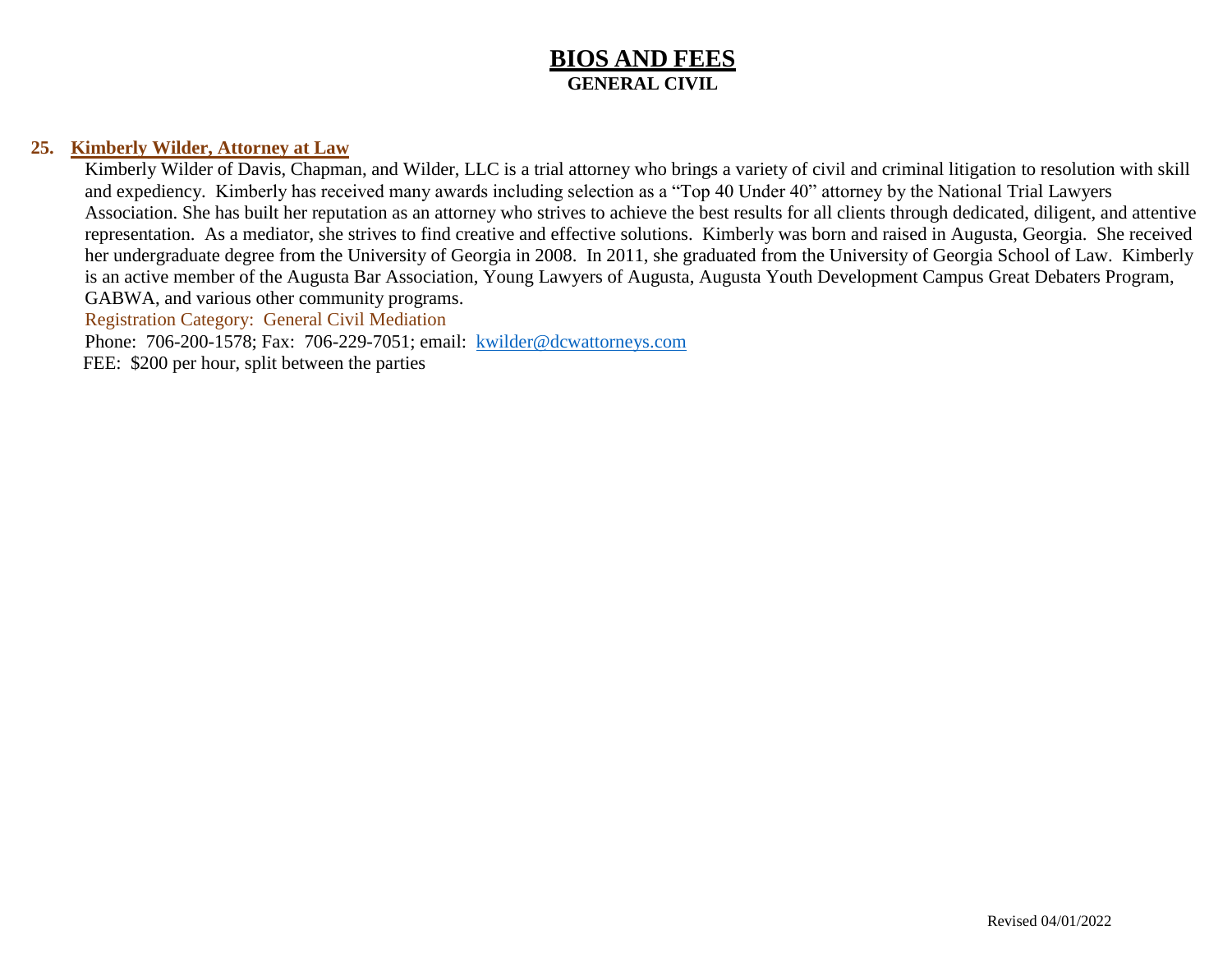# BIOS AND FEES

## GENERAL CIVIL

### 25. Kimberly Wilder, Attorney at Law

Kimberly Wilder of Davis, Chapman, and Wilder, LLC is a trial attorney who brings a variety of civil and criminal litigation to resolution with skill and expediency. Kimberly has received many awards including selection as a "Top 40 Under 40" attorney by the National Trial Lawyers Association. She has built her reputation as an attorney who strives to achieve the best results for all clients through dedicated, diligent, and attentive representation. As a mediator, she strives to find creative and effective solutions. Kimberly was born and raised in Augusta, Georgia. She received her undergraduate degree from the University of Georgia in 2008. In 2011, she graduated from the University of Georgia School of Law. Kimberly is an active member of the Augusta Bar Association, Young Lawyers of Augusta, Augusta Youth Development Campus Great Debaters Program, GABWA, and various other community programs.

Registration Category: General Civil Mediation

Phone: 706-200-1578; Fax: 706-229-7051; email: kwilder@dcwattorneys.com

FEE: $200 per hour, split between the parties

Revised 04/01/2022